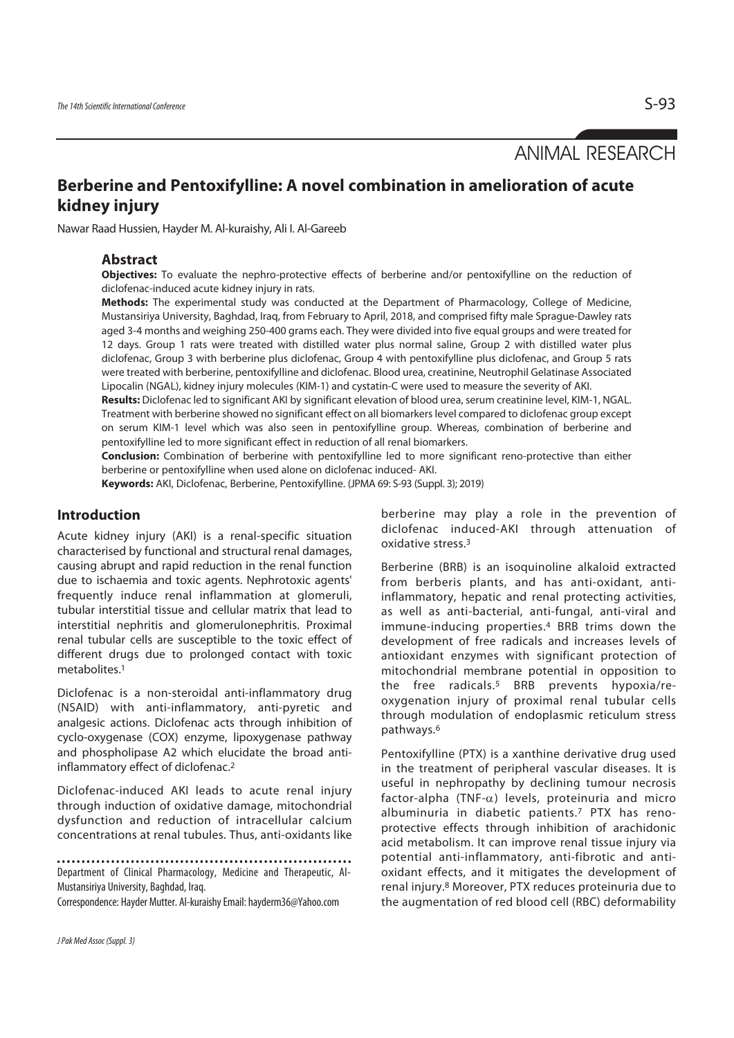ANIMAL RESEARCH

# Berberine and Pentoxifylline: A novel combination in amelioration of acute kidney injury

Nawar Raad Hussien, Hayder M. Al-kuraishy, Ali I. Al-Gareeb

## Abstract

**Objectives:** To evaluate the nephro-protective effects of berberine and/or pentoxifylline on the reduction of diclofenac-induced acute kidney injury in rats.

**Methods:** The experimental study was conducted at the Department of Pharmacology, College of Medicine, Mustansiriya University, Baghdad, Iraq, from February to April, 2018, and comprised fifty male Sprague-Dawley rats aged 3-4 months and weighing 250-400 grams each. They were divided into five equal groups and were treated for 12 days. Group 1 rats were treated with distilled water plus normal saline, Group 2 with distilled water plus diclofenac, Group 3 with berberine plus diclofenac, Group 4 with pentoxifylline plus diclofenac, and Group 5 rats were treated with berberine, pentoxifylline and diclofenac. Blood urea, creatinine, Neutrophil Gelatinase Associated Lipocalin (NGAL), kidney injury molecules (KIM-1) and cystatin-C were used to measure the severity of AKI.

**Results:** Diclofenac led to significant AKI by significant elevation of blood urea, serum creatinine level, KIM-1, NGAL. Treatment with berberine showed no significant effect on all biomarkers level compared to diclofenac group except on serum KIM-1 level which was also seen in pentoxifylline group. Whereas, combination of berberine and pentoxifylline led to more significant effect in reduction of all renal biomarkers.

**Conclusion:** Combination of berberine with pentoxifylline led to more significant reno-protective than either berberine or pentoxifylline when used alone on diclofenac induced- AKI.

**Keywords:** AKI, Diclofenac, Berberine, Pentoxifylline. (JPMA 69: S-93 (Suppl. 3); 2019)

## Introduction

Acute kidney injury (AKI) is a renal-specific situation characterised by functional and structural renal damages, causing abrupt and rapid reduction in the renal function due to ischaemia and toxic agents. Nephrotoxic agents' frequently induce renal inflammation at glomeruli, tubular interstitial tissue and cellular matrix that lead to interstitial nephritis and glomerulonephritis. Proximal renal tubular cells are susceptible to the toxic effect of different drugs due to prolonged contact with toxic metabolites.[1]

Diclofenac is a non-steroidal anti-inflammatory drug (NSAID) with anti-inflammatory, anti-pyretic and analgesic actions. Diclofenac acts through inhibition of cyclo-oxygenase (COX) enzyme, lipoxygenase pathway and phospholipase A2 which elucidate the broad anti-inflammatory effect of diclofenac.[2]

Diclofenac-induced AKI leads to acute renal injury through induction of oxidative damage, mitochondrial dysfunction and reduction of intracellular calcium concentrations at renal tubules. Thus, anti-oxidants like berberine may play a role in the prevention of diclofenac induced-AKI through attenuation of oxidative stress.[3]

Berberine (BRB) is an isoquinoline alkaloid extracted from berberis plants, and has anti-oxidant, anti-inflammatory, hepatic and renal protecting activities, as well as anti-bacterial, anti-fungal, anti-viral and immune-inducing properties.[4] BRB trims down the development of free radicals and increases levels of antioxidant enzymes with significant protection of mitochondrial membrane potential in opposition to the free radicals.[5] BRB prevents hypoxia/re-oxygenation injury of proximal renal tubular cells through modulation of endoplasmic reticulum stress pathways.[6]

Pentoxifylline (PTX) is a xanthine derivative drug used in the treatment of peripheral vascular diseases. It is useful in nephropathy by declining tumour necrosis factor-alpha (TNF-$\alpha$) levels, proteinuria and micro albuminuria in diabetic patients.[7] PTX has reno-protective effects through inhibition of arachidonic acid metabolism. It can improve renal tissue injury via potential anti-inflammatory, anti-fibrotic and anti-oxidant effects, and it mitigates the development of renal injury.[8] Moreover, PTX reduces proteinuria due to the augmentation of red blood cell (RBC) deformability

Department of Clinical Pharmacology, Medicine and Therapeutic, Al-Mustansiriya University, Baghdad, Iraq.

Correspondence: Hayder Mutter. Al-kuraishy Email: hayderm36@Yahoo.com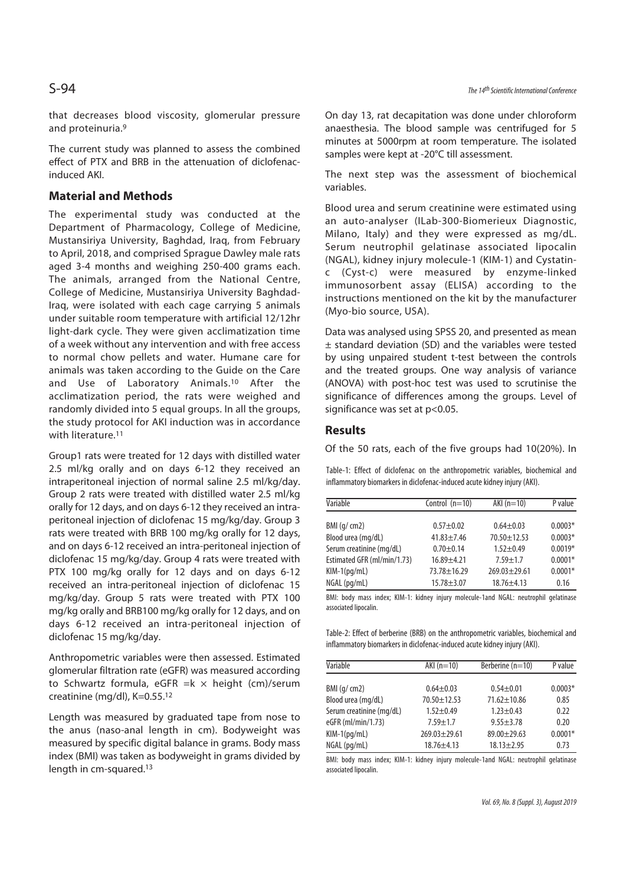that decreases blood viscosity, glomerular pressure and proteinuria.[9]

The current study was planned to assess the combined effect of PTX and BRB in the attenuation of diclofenac-induced AKI.

## Material and Methods

The experimental study was conducted at the Department of Pharmacology, College of Medicine, Mustansiriya University, Baghdad, Iraq, from February to April, 2018, and comprised Sprague Dawley male rats aged 3-4 months and weighing 250-400 grams each. The animals, arranged from the National Centre, College of Medicine, Mustansiriya University Baghdad-Iraq, were isolated with each cage carrying 5 animals under suitable room temperature with artificial 12/12hr light-dark cycle. They were given acclimatization time of a week without any intervention and with free access to normal chow pellets and water. Humane care for animals was taken according to the Guide on the Care and Use of Laboratory Animals.[10] After the acclimatization period, the rats were weighed and randomly divided into 5 equal groups. In all the groups, the study protocol for AKI induction was in accordance with literature.[11]

Group1 rats were treated for 12 days with distilled water 2.5 ml/kg orally and on days 6-12 they received an intraperitoneal injection of normal saline 2.5 ml/kg/day. Group 2 rats were treated with distilled water 2.5 ml/kg orally for 12 days, and on days 6-12 they received an intra-peritoneal injection of diclofenac 15 mg/kg/day. Group 3 rats were treated with BRB 100 mg/kg orally for 12 days, and on days 6-12 received an intra-peritoneal injection of diclofenac 15 mg/kg/day. Group 4 rats were treated with PTX 100 mg/kg orally for 12 days and on days 6-12 received an intra-peritoneal injection of diclofenac 15 mg/kg/day. Group 5 rats were treated with PTX 100 mg/kg orally and BRB100 mg/kg orally for 12 days, and on days 6-12 received an intra-peritoneal injection of diclofenac 15 mg/kg/day.

Anthropometric variables were then assessed. Estimated glomerular filtration rate (eGFR) was measured according to Schwartz formula, eGFR $= k \times$ height (cm)/serum creatinine (mg/dl), K=0.55.[12]

Length was measured by graduated tape from nose to the anus (naso-anal length in cm). Bodyweight was measured by specific digital balance in grams. Body mass index (BMI) was taken as bodyweight in grams divided by length in cm-squared.[13]

On day 13, rat decapitation was done under chloroform anaesthesia. The blood sample was centrifuged for 5 minutes at 5000rpm at room temperature. The isolated samples were kept at -20°C till assessment.

The next step was the assessment of biochemical variables.

Blood urea and serum creatinine were estimated using an auto-analyser (ILab-300-Biomerieux Diagnostic, Milano, Italy) and they were expressed as mg/dL. Serum neutrophil gelatinase associated lipocalin (NGAL), kidney injury molecule-1 (KIM-1) and Cystatin-c (Cyst-c) were measured by enzyme-linked immunosorbent assay (ELISA) according to the instructions mentioned on the kit by the manufacturer (Myo-bio source, USA).

Data was analysed using SPSS 20, and presented as mean ± standard deviation (SD) and the variables were tested by using unpaired student t-test between the controls and the treated groups. One way analysis of variance (ANOVA) with post-hoc test was used to scrutinise the significance of differences among the groups. Level of significance was set at $p<0.05$.

## Results

Of the 50 rats, each of the five groups had 10(20%). In

Table-1: Effect of diclofenac on the anthropometric variables, biochemical and inflammatory biomarkers in diclofenac-induced acute kidney injury (AKI).

| Variable | Control (n=10) | AKI (n=10) | P value |
|---|---|---|---|
| BMI (g/ cm2) | 0.57±0.02 | 0.64±0.03 | 0.0003* |
| Blood urea (mg/dL) | 41.83±7.46 | 70.50±12.53 | 0.0003* |
| Serum creatinine (mg/dL) | 0.70±0.14 | 1.52±0.49 | 0.0019* |
| Estimated GFR (ml/min/1.73) | 16.89±4.21 | 7.59±1.7 | 0.0001* |
| KIM-1(pg/mL) | 73.78±16.29 | 269.03±29.61 | 0.0001* |
| NGAL (pg/mL) | 15.78±3.07 | 18.76±4.13 | 0.16 |

BMI: body mass index; KIM-1: kidney injury molecule-1and NGAL: neutrophil gelatinase associated lipocalin.

Table-2: Effect of berberine (BRB) on the anthropometric variables, biochemical and inflammatory biomarkers in diclofenac-induced acute kidney injury (AKI).

| Variable | AKI (n=10) | Berberine (n=10) | P value |
|---|---|---|---|
| BMI (g/ cm2) | 0.64±0.03 | 0.54±0.01 | 0.0003* |
| Blood urea (mg/dL) | 70.50±12.53 | 71.62±10.86 | 0.85 |
| Serum creatinine (mg/dL) | 1.52±0.49 | 1.23±0.43 | 0.22 |
| eGFR (ml/min/1.73) | 7.59±1.7 | 9.55±3.78 | 0.20 |
| KIM-1(pg/mL) | 269.03±29.61 | 89.00±29.63 | 0.0001* |
| NGAL (pg/mL) | 18.76±4.13 | 18.13±2.95 | 0.73 |

BMI: body mass index; KIM-1: kidney injury molecule-1and NGAL: neutrophil gelatinase associated lipocalin.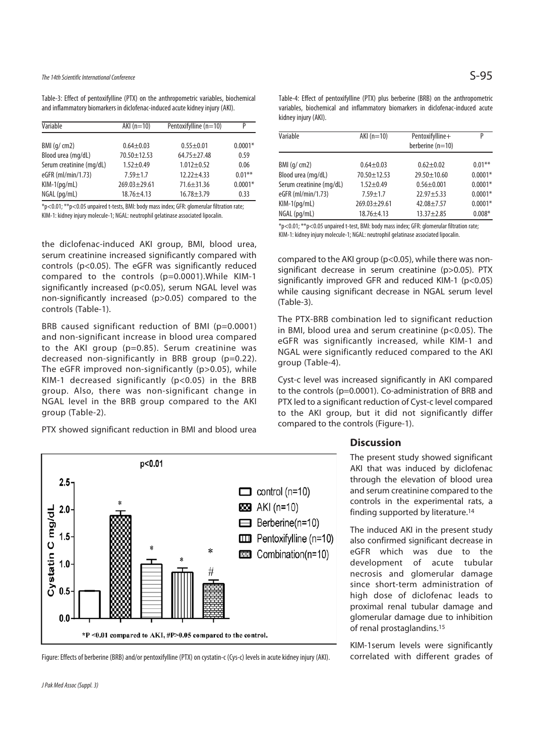Table-3: Effect of pentoxifylline (PTX) on the anthropometric variables, biochemical and inflammatory biomarkers in diclofenac-induced acute kidney injury (AKI).

| Variable | AKI (n=10) | Pentoxifylline (n=10) | P |
|---|---|---|---|
| BMI (g/ cm2) | 0.64±0.03 | 0.55±0.01 | 0.0001* |
| Blood urea (mg/dL) | 70.50±12.53 | 64.75±27.48 | 0.59 |
| Serum creatinine (mg/dL) | 1.52±0.49 | 1.012±0.52 | 0.06 |
| eGFR (ml/min/1.73) | 7.59±1.7 | 12.22±4.33 | 0.01** |
| KIM-1(pg/mL) | 269.03±29.61 | 71.6±31.36 | 0.0001* |
| NGAL (pg/mL) | 18.76±4.13 | 16.78±3.79 | 0.33 |

*p<0.01; **p<0.05 unpaired t-tests, BMI: body mass index; GFR: glomerular filtration rate; KIM-1: kidney injury molecule-1; NGAL: neutrophil gelatinase associated lipocalin.

the diclofenac-induced AKI group, BMI, blood urea, serum creatinine increased significantly compared with controls (p<0.05). The eGFR was significantly reduced compared to the controls (p=0.0001).While KIM-1 significantly increased (p<0.05), serum NGAL level was non-significantly increased (p>0.05) compared to the controls (Table-1).

BRB caused significant reduction of BMI (p=0.0001) and non-significant increase in blood urea compared to the AKI group (p=0.85). Serum creatinine was decreased non-significantly in BRB group (p=0.22). The eGFR improved non-significantly (p>0.05), while KIM-1 decreased significantly (p<0.05) in the BRB group. Also, there was non-significant change in NGAL level in the BRB group compared to the AKI group (Table-2).

PTX showed significant reduction in BMI and blood urea compared to the AKI group (p<0.05), while there was non-significant decrease in serum creatinine (p>0.05). PTX significantly improved GFR and reduced KIM-1 (p<0.05) while causing significant decrease in NGAL serum level (Table-3).

Figure: Effects of berberine (BRB) and/or pentoxifylline (PTX) on cystatin-c (Cys-c) levels in acute kidney injury (AKI).

Table-4: Effect of pentoxifylline (PTX) plus berberine (BRB) on the anthropometric variables, biochemical and inflammatory biomarkers in diclofenac-induced acute kidney injury (AKI).

| Variable | AKI (n=10) | Pentoxifylline+ berberine (n=10) | P |
|---|---|---|---|
| BMI (g/ cm2) | 0.64±0.03 | 0.62±0.02 | 0.01** |
| Blood urea (mg/dL) | 70.50±12.53 | 29.50±10.60 | 0.0001* |
| Serum creatinine (mg/dL) | 1.52±0.49 | 0.56±0.001 | 0.0001* |
| eGFR (ml/min/1.73) | 7.59±1.7 | 22.97±5.33 | 0.0001* |
| KIM-1(pg/mL) | 269.03±29.61 | 42.08±7.57 | 0.0001* |
| NGAL (pg/mL) | 18.76±4.13 | 13.37±2.85 | 0.008* |

*p<0.01; **p<0.05 unpaired t-test, BMI: body mass index; GFR: glomerular filtration rate; KIM-1: kidney injury molecule-1; NGAL: neutrophil gelatinase associated lipocalin.

The PTX-BRB combination led to significant reduction in BMI, blood urea and serum creatinine (p<0.05). The eGFR was significantly increased, while KIM-1 and NGAL were significantly reduced compared to the AKI group (Table-4).

Cyst-c level was increased significantly in AKI compared to the controls (p=0.0001). Co-administration of BRB and PTX led to a significant reduction of Cyst-c level compared to the AKI group, but it did not significantly differ compared to the controls (Figure-1).

## Discussion

The present study showed significant AKI that was induced by diclofenac through the elevation of blood urea and serum creatinine compared to the controls in the experimental rats, a finding supported by literature.[14]

The induced AKI in the present study also confirmed significant decrease in eGFR which was due to the development of acute tubular necrosis and glomerular damage since short-term administration of high dose of diclofenac leads to proximal renal tubular damage and glomerular damage due to inhibition of renal prostaglandins.[15]

KIM-1serum levels were significantly correlated with different grades of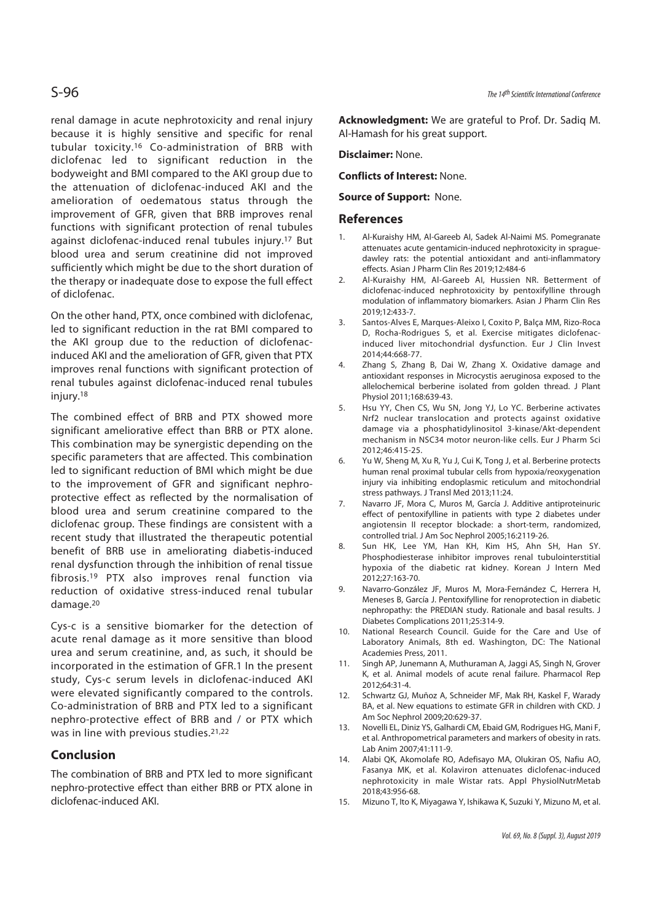renal damage in acute nephrotoxicity and renal injury because it is highly sensitive and specific for renal tubular toxicity.[16] Co-administration of BRB with diclofenac led to significant reduction in the bodyweight and BMI compared to the AKI group due to the attenuation of diclofenac-induced AKI and the amelioration of oedematous status through the improvement of GFR, given that BRB improves renal functions with significant protection of renal tubules against diclofenac-induced renal tubules injury.[17] But blood urea and serum creatinine did not improved sufficiently which might be due to the short duration of the therapy or inadequate dose to expose the full effect of diclofenac.

On the other hand, PTX, once combined with diclofenac, led to significant reduction in the rat BMI compared to the AKI group due to the reduction of diclofenac-induced AKI and the amelioration of GFR, given that PTX improves renal functions with significant protection of renal tubules against diclofenac-induced renal tubules injury.[18]

The combined effect of BRB and PTX showed more significant ameliorative effect than BRB or PTX alone. This combination may be synergistic depending on the specific parameters that are affected. This combination led to significant reduction of BMI which might be due to the improvement of GFR and significant nephro-protective effect as reflected by the normalisation of blood urea and serum creatinine compared to the diclofenac group. These findings are consistent with a recent study that illustrated the therapeutic potential benefit of BRB use in ameliorating diabetis-induced renal dysfunction through the inhibition of renal tissue fibrosis.[19] PTX also improves renal function via reduction of oxidative stress-induced renal tubular damage.[20]

Cys-c is a sensitive biomarker for the detection of acute renal damage as it more sensitive than blood urea and serum creatinine, and, as such, it should be incorporated in the estimation of GFR.1 In the present study, Cys-c serum levels in diclofenac-induced AKI were elevated significantly compared to the controls. Co-administration of BRB and PTX led to a significant nephro-protective effect of BRB and / or PTX which was in line with previous studies.[21,22]

## Conclusion

The combination of BRB and PTX led to more significant nephro-protective effect than either BRB or PTX alone in diclofenac-induced AKI.

**Acknowledgment:** We are grateful to Prof. Dr. Sadiq M. Al-Hamash for his great support.

**Disclaimer:** None.

**Conflicts of Interest:** None.

**Source of Support:** None.

## References

1. Al-Kuraishy HM, Al-Gareeb AI, Sadek Al-Naimi MS. Pomegranate attenuates acute gentamicin-induced nephrotoxicity in sprague-dawley rats: the potential antioxidant and anti-inflammatory effects. Asian J Pharm Clin Res 2019;12:484-6
2. Al-Kuraishy HM, Al-Gareeb AI, Hussien NR. Betterment of diclofenac-induced nephrotoxicity by pentoxifylline through modulation of inflammatory biomarkers. Asian J Pharm Clin Res 2019;12:433-7.
3. Santos-Alves E, Marques-Aleixo I, Coxito P, Balça MM, Rizo-Roca D, Rocha-Rodrigues S, et al. Exercise mitigates diclofenac-induced liver mitochondrial dysfunction. Eur J Clin Invest 2014;44:668-77.
4. Zhang S, Zhang B, Dai W, Zhang X. Oxidative damage and antioxidant responses in Microcystis aeruginosa exposed to the allelochemical berberine isolated from golden thread. J Plant Physiol 2011;168:639-43.
5. Hsu YY, Chen CS, Wu SN, Jong YJ, Lo YC. Berberine activates Nrf2 nuclear translocation and protects against oxidative damage via a phosphatidylinositol 3-kinase/Akt-dependent mechanism in NSC34 motor neuron-like cells. Eur J Pharm Sci 2012;46:415-25.
6. Yu W, Sheng M, Xu R, Yu J, Cui K, Tong J, et al. Berberine protects human renal proximal tubular cells from hypoxia/reoxygenation injury via inhibiting endoplasmic reticulum and mitochondrial stress pathways. J Transl Med 2013;11:24.
7. Navarro JF, Mora C, Muros M, García J. Additive antiproteinuric effect of pentoxifylline in patients with type 2 diabetes under angiotensin II receptor blockade: a short-term, randomized, controlled trial. J Am Soc Nephrol 2005;16:2119-26.
8. Sun HK, Lee YM, Han KH, Kim HS, Ahn SH, Han SY. Phosphodiesterase inhibitor improves renal tubulointerstitial hypoxia of the diabetic rat kidney. Korean J Intern Med 2012;27:163-70.
9. Navarro-González JF, Muros M, Mora-Fernández C, Herrera H, Meneses B, García J. Pentoxifylline for renoprotection in diabetic nephropathy: the PREDIAN study. Rationale and basal results. J Diabetes Complications 2011;25:314-9.
10. National Research Council. Guide for the Care and Use of Laboratory Animals, 8th ed. Washington, DC: The National Academies Press, 2011.
11. Singh AP, Junemann A, Muthuraman A, Jaggi AS, Singh N, Grover K, et al. Animal models of acute renal failure. Pharmacol Rep 2012;64:31-4.
12. Schwartz GJ, Muñoz A, Schneider MF, Mak RH, Kaskel F, Warady BA, et al. New equations to estimate GFR in children with CKD. J Am Soc Nephrol 2009;20:629-37.
13. Novelli EL, Diniz YS, Galhardi CM, Ebaid GM, Rodrigues HG, Mani F, et al. Anthropometrical parameters and markers of obesity in rats. Lab Anim 2007;41:111-9.
14. Alabi QK, Akomolafe RO, Adefisayo MA, Olukiran OS, Nafiu AO, Fasanya MK, et al. Kolaviron attenuates diclofenac-induced nephrotoxicity in male Wistar rats. Appl PhysiolNutrMetab 2018;43:956-68.
15. Mizuno T, Ito K, Miyagawa Y, Ishikawa K, Suzuki Y, Mizuno M, et al.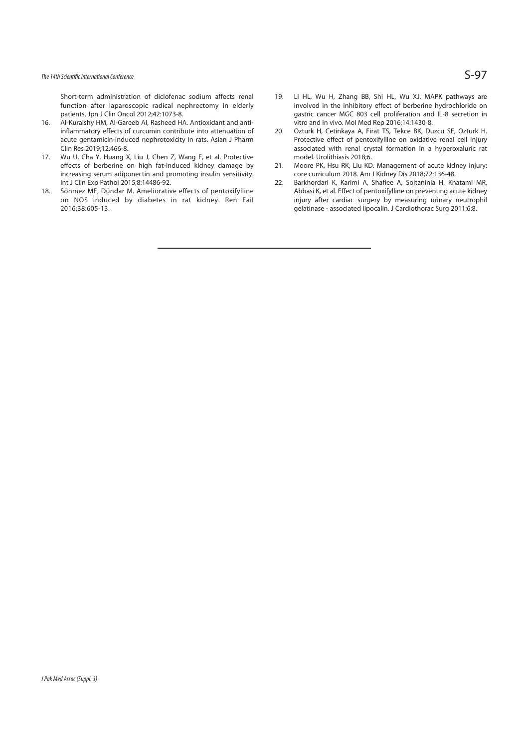Short-term administration of diclofenac sodium affects renal function after laparoscopic radical nephrectomy in elderly patients. Jpn J Clin Oncol 2012;42:1073-8.

16. Al-Kuraishy HM, Al-Gareeb AI, Rasheed HA. Antioxidant and anti-inflammatory effects of curcumin contribute into attenuation of acute gentamicin-induced nephrotoxicity in rats. Asian J Pharm Clin Res 2019;12:466-8.
17. Wu U, Cha Y, Huang X, Liu J, Chen Z, Wang F, et al. Protective effects of berberine on high fat-induced kidney damage by increasing serum adiponectin and promoting insulin sensitivity. Int J Clin Exp Pathol 2015;8:14486-92.
18. Sönmez MF, Dündar M. Ameliorative effects of pentoxifylline on NOS induced by diabetes in rat kidney. Ren Fail 2016;38:605-13.
19. Li HL, Wu H, Zhang BB, Shi HL, Wu XJ. MAPK pathways are involved in the inhibitory effect of berberine hydrochloride on gastric cancer MGC 803 cell proliferation and IL-8 secretion in vitro and in vivo. Mol Med Rep 2016;14:1430-8.
20. Ozturk H, Cetinkaya A, Firat TS, Tekce BK, Duzcu SE, Ozturk H. Protective effect of pentoxifylline on oxidative renal cell injury associated with renal crystal formation in a hyperoxaluric rat model. Urolithiasis 2018;6.
21. Moore PK, Hsu RK, Liu KD. Management of acute kidney injury: core curriculum 2018. Am J Kidney Dis 2018;72:136-48.
22. Barkhordari K, Karimi A, Shafiee A, Soltaninia H, Khatami MR, Abbasi K, et al. Effect of pentoxifylline on preventing acute kidney injury after cardiac surgery by measuring urinary neutrophil gelatinase - associated lipocalin. J Cardiothorac Surg 2011;6:8.